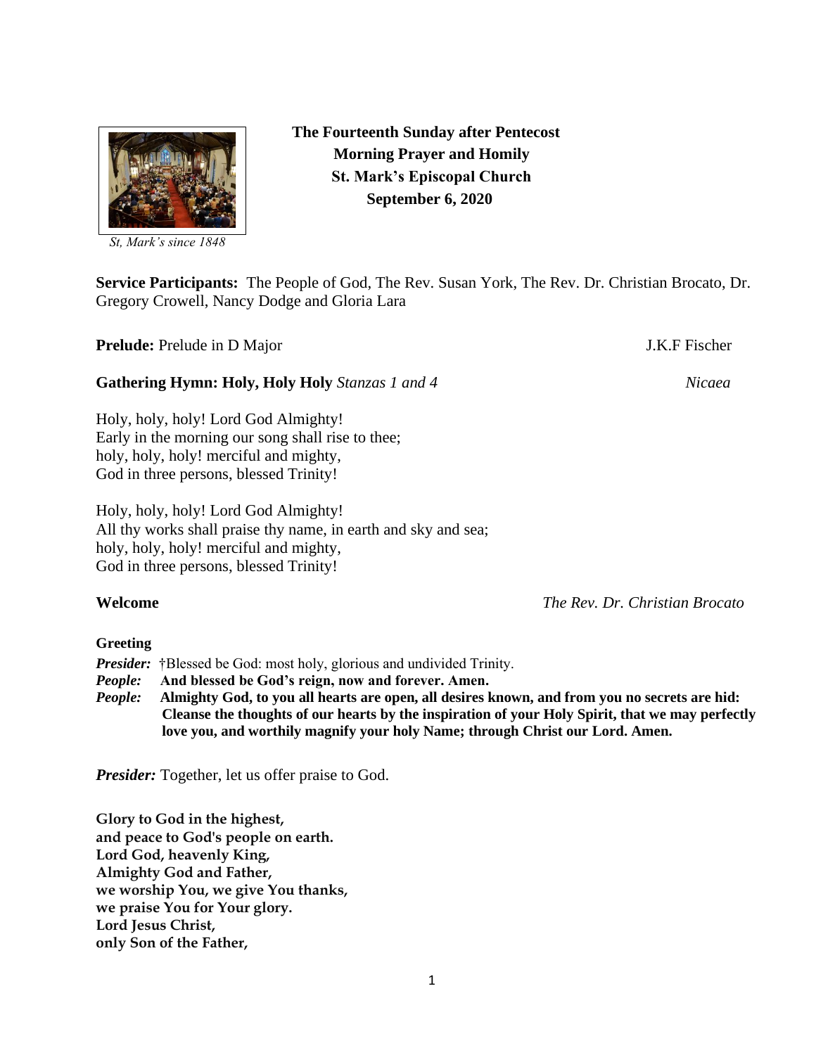St, Mark's since 1848

**The Fourteenth Sunday after Pentecost**
**Morning Prayer and Homily**
**St. Mark's Episcopal Church**
**September 6, 2020**

**Service Participants:** The People of God, The Rev. Susan York, The Rev. Dr. Christian Brocato, Dr. Gregory Crowell, Nancy Dodge and Gloria Lara

**Prelude:** Prelude in D Major — J.K.F Fischer

**Gathering Hymn: Holy, Holy Holy** *Stanzas 1 and 4* — *Nicaea*

Holy, holy, holy! Lord God Almighty!
Early in the morning our song shall rise to thee;
holy, holy, holy! merciful and mighty,
God in three persons, blessed Trinity!

Holy, holy, holy! Lord God Almighty!
All thy works shall praise thy name, in earth and sky and sea;
holy, holy, holy! merciful and mighty,
God in three persons, blessed Trinity!

**Welcome** — *The Rev. Dr. Christian Brocato*

**Greeting**

***Presider:*** †Blessed be God: most holy, glorious and undivided Trinity.
***People:*** **And blessed be God's reign, now and forever. Amen.**
***People:*** **Almighty God, to you all hearts are open, all desires known, and from you no secrets are hid: Cleanse the thoughts of our hearts by the inspiration of your Holy Spirit, that we may perfectly love you, and worthily magnify your holy Name; through Christ our Lord. Amen.**

***Presider:*** Together, let us offer praise to God.

**Glory to God in the highest,**
**and peace to God's people on earth.**
**Lord God, heavenly King,**
**Almighty God and Father,**
**we worship You, we give You thanks,**
**we praise You for Your glory.**
**Lord Jesus Christ,**
**only Son of the Father,**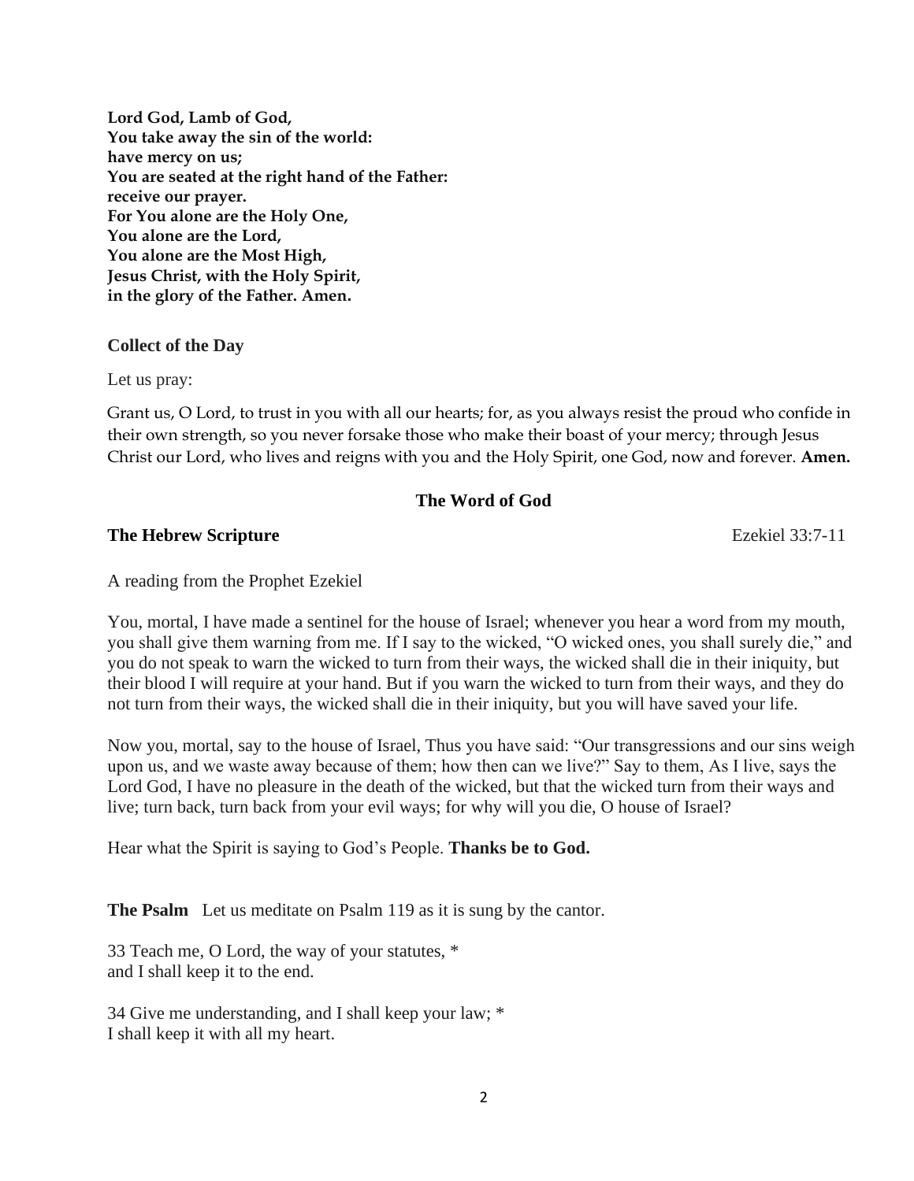**Lord God, Lamb of God,**
**You take away the sin of the world:**
**have mercy on us;**
**You are seated at the right hand of the Father:**
**receive our prayer.**
**For You alone are the Holy One,**
**You alone are the Lord,**
**You alone are the Most High,**
**Jesus Christ, with the Holy Spirit,**
**in the glory of the Father. Amen.**

**Collect of the Day**

Let us pray:

Grant us, O Lord, to trust in you with all our hearts; for, as you always resist the proud who confide in their own strength, so you never forsake those who make their boast of your mercy; through Jesus Christ our Lord, who lives and reigns with you and the Holy Spirit, one God, now and forever. **Amen.**

## The Word of God

**The Hebrew Scripture** Ezekiel 33:7-11

A reading from the Prophet Ezekiel

You, mortal, I have made a sentinel for the house of Israel; whenever you hear a word from my mouth, you shall give them warning from me. If I say to the wicked, "O wicked ones, you shall surely die," and you do not speak to warn the wicked to turn from their ways, the wicked shall die in their iniquity, but their blood I will require at your hand. But if you warn the wicked to turn from their ways, and they do not turn from their ways, the wicked shall die in their iniquity, but you will have saved your life.

Now you, mortal, say to the house of Israel, Thus you have said: "Our transgressions and our sins weigh upon us, and we waste away because of them; how then can we live?" Say to them, As I live, says the Lord God, I have no pleasure in the death of the wicked, but that the wicked turn from their ways and live; turn back, turn back from your evil ways; for why will you die, O house of Israel?

Hear what the Spirit is saying to God's People. **Thanks be to God.**

**The Psalm** Let us meditate on Psalm 119 as it is sung by the cantor.

33 Teach me, O Lord, the way of your statutes, *
and I shall keep it to the end.

34 Give me understanding, and I shall keep your law; *
I shall keep it with all my heart.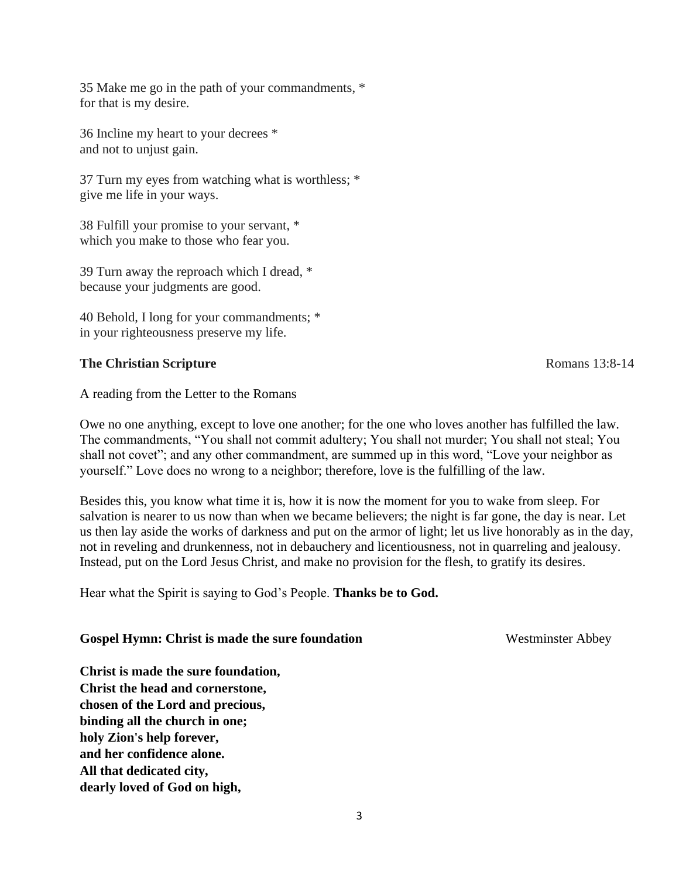35 Make me go in the path of your commandments, *
for that is my desire.

36 Incline my heart to your decrees *
and not to unjust gain.

37 Turn my eyes from watching what is worthless; *
give me life in your ways.

38 Fulfill your promise to your servant, *
which you make to those who fear you.

39 Turn away the reproach which I dread, *
because your judgments are good.

40 Behold, I long for your commandments; *
in your righteousness preserve my life.

**The Christian Scripture** Romans 13:8-14

A reading from the Letter to the Romans

Owe no one anything, except to love one another; for the one who loves another has fulfilled the law. The commandments, "You shall not commit adultery; You shall not murder; You shall not steal; You shall not covet"; and any other commandment, are summed up in this word, "Love your neighbor as yourself." Love does no wrong to a neighbor; therefore, love is the fulfilling of the law.

Besides this, you know what time it is, how it is now the moment for you to wake from sleep. For salvation is nearer to us now than when we became believers; the night is far gone, the day is near. Let us then lay aside the works of darkness and put on the armor of light; let us live honorably as in the day, not in reveling and drunkenness, not in debauchery and licentiousness, not in quarreling and jealousy. Instead, put on the Lord Jesus Christ, and make no provision for the flesh, to gratify its desires.

Hear what the Spirit is saying to God's People. **Thanks be to God.**

**Gospel Hymn: Christ is made the sure foundation** Westminster Abbey

**Christ is made the sure foundation,**
**Christ the head and cornerstone,**
**chosen of the Lord and precious,**
**binding all the church in one;**
**holy Zion's help forever,**
**and her confidence alone.**
**All that dedicated city,**
**dearly loved of God on high,**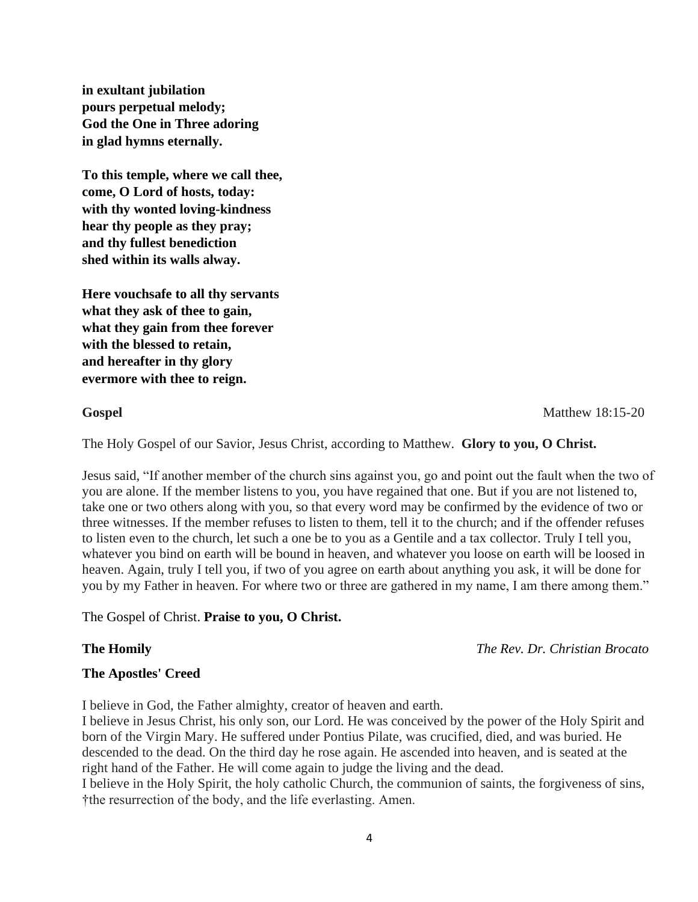**in exultant jubilation**
**pours perpetual melody;**
**God the One in Three adoring**
**in glad hymns eternally.**

**To this temple, where we call thee,**
**come, O Lord of hosts, today:**
**with thy wonted loving-kindness**
**hear thy people as they pray;**
**and thy fullest benediction**
**shed within its walls alway.**

**Here vouchsafe to all thy servants**
**what they ask of thee to gain,**
**what they gain from thee forever**
**with the blessed to retain,**
**and hereafter in thy glory**
**evermore with thee to reign.**

**Gospel** Matthew 18:15-20

The Holy Gospel of our Savior, Jesus Christ, according to Matthew. **Glory to you, O Christ.**

Jesus said, "If another member of the church sins against you, go and point out the fault when the two of you are alone. If the member listens to you, you have regained that one. But if you are not listened to, take one or two others along with you, so that every word may be confirmed by the evidence of two or three witnesses. If the member refuses to listen to them, tell it to the church; and if the offender refuses to listen even to the church, let such a one be to you as a Gentile and a tax collector. Truly I tell you, whatever you bind on earth will be bound in heaven, and whatever you loose on earth will be loosed in heaven. Again, truly I tell you, if two of you agree on earth about anything you ask, it will be done for you by my Father in heaven. For where two or three are gathered in my name, I am there among them."

The Gospel of Christ. **Praise to you, O Christ.**

**The Homily** *The Rev. Dr. Christian Brocato*

**The Apostles' Creed**

I believe in God, the Father almighty, creator of heaven and earth.
I believe in Jesus Christ, his only son, our Lord. He was conceived by the power of the Holy Spirit and born of the Virgin Mary. He suffered under Pontius Pilate, was crucified, died, and was buried. He descended to the dead. On the third day he rose again. He ascended into heaven, and is seated at the right hand of the Father. He will come again to judge the living and the dead.
I believe in the Holy Spirit, the holy catholic Church, the communion of saints, the forgiveness of sins, †the resurrection of the body, and the life everlasting. Amen.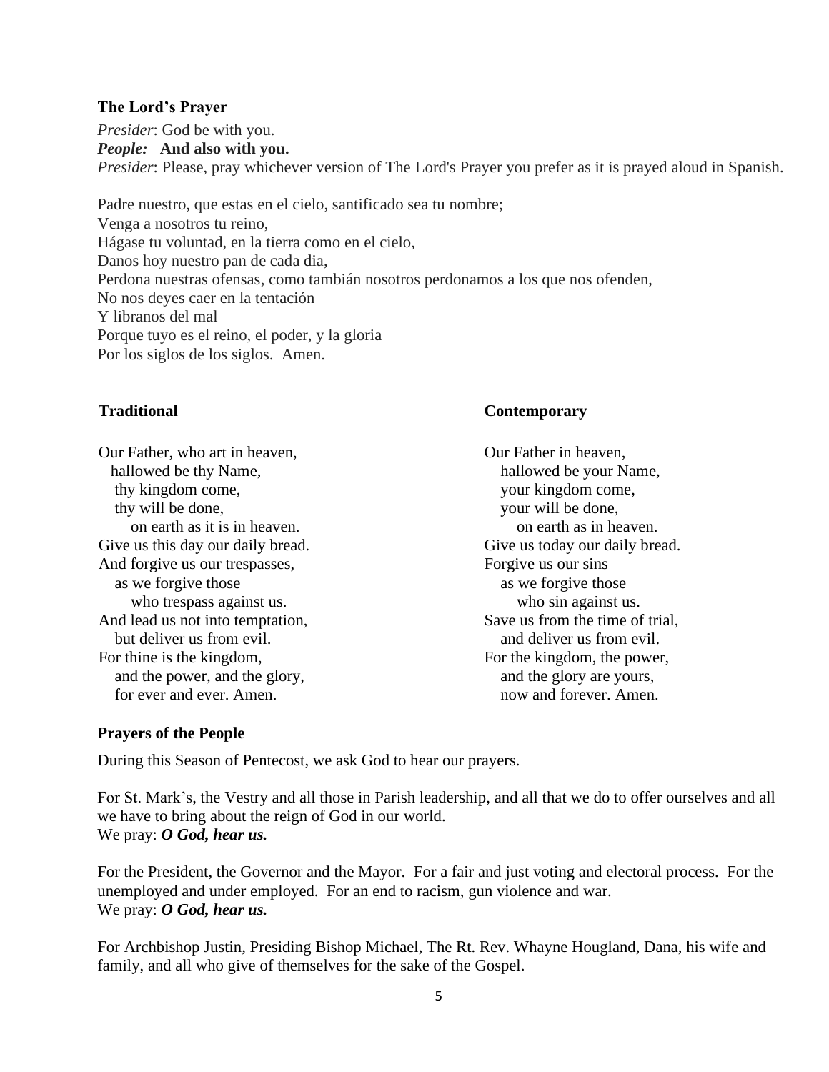**The Lord's Prayer**

*Presider*: God be with you.
***People:*** **And also with you.**
*Presider*: Please, pray whichever version of The Lord's Prayer you prefer as it is prayed aloud in Spanish.

Padre nuestro, que estas en el cielo, santificado sea tu nombre;
Venga a nosotros tu reino,
Hágase tu voluntad, en la tierra como en el cielo,
Danos hoy nuestro pan de cada dia,
Perdona nuestras ofensas, como tambián nosotros perdonamos a los que nos ofenden,
No nos deyes caer en la tentación
Y libranos del mal
Porque tuyo es el reino, el poder, y la gloria
Por los siglos de los siglos. Amen.

**Traditional**

Our Father, who art in heaven,
hallowed be thy Name,
thy kingdom come,
thy will be done,
on earth as it is in heaven.
Give us this day our daily bread.
And forgive us our trespasses,
as we forgive those
who trespass against us.
And lead us not into temptation,
but deliver us from evil.
For thine is the kingdom,
and the power, and the glory,
for ever and ever. Amen.

**Contemporary**

Our Father in heaven,
hallowed be your Name,
your kingdom come,
your will be done,
on earth as in heaven.
Give us today our daily bread.
Forgive us our sins
as we forgive those
who sin against us.
Save us from the time of trial,
and deliver us from evil.
For the kingdom, the power,
and the glory are yours,
now and forever. Amen.

**Prayers of the People**

During this Season of Pentecost, we ask God to hear our prayers.

For St. Mark's, the Vestry and all those in Parish leadership, and all that we do to offer ourselves and all we have to bring about the reign of God in our world.
We pray: ***O God, hear us.***

For the President, the Governor and the Mayor. For a fair and just voting and electoral process. For the unemployed and under employed. For an end to racism, gun violence and war.
We pray: ***O God, hear us.***

For Archbishop Justin, Presiding Bishop Michael, The Rt. Rev. Whayne Hougland, Dana, his wife and family, and all who give of themselves for the sake of the Gospel.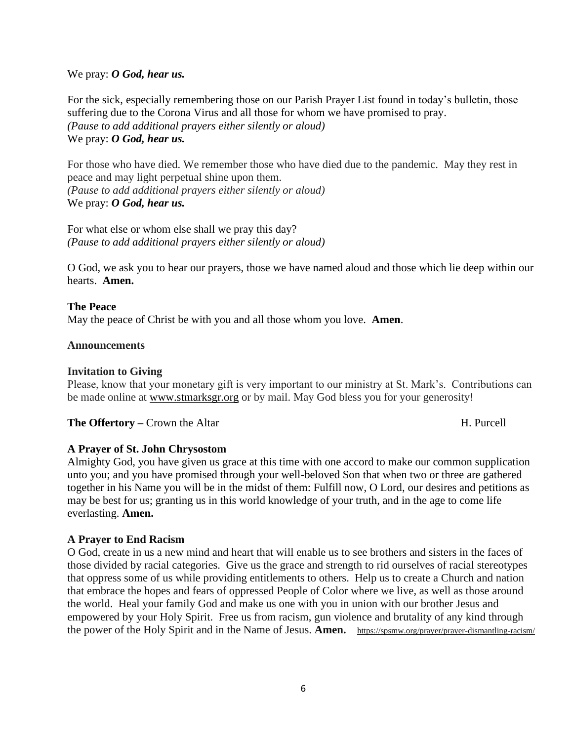We pray: ***O God, hear us.***

For the sick, especially remembering those on our Parish Prayer List found in today's bulletin, those suffering due to the Corona Virus and all those for whom we have promised to pray.
*(Pause to add additional prayers either silently or aloud)*
We pray: ***O God, hear us.***

For those who have died. We remember those who have died due to the pandemic. May they rest in peace and may light perpetual shine upon them.
*(Pause to add additional prayers either silently or aloud)*
We pray: ***O God, hear us.***

For what else or whom else shall we pray this day?
*(Pause to add additional prayers either silently or aloud)*

O God, we ask you to hear our prayers, those we have named aloud and those which lie deep within our hearts. **Amen.**

**The Peace**
May the peace of Christ be with you and all those whom you love. **Amen**.

**Announcements**

**Invitation to Giving**
Please, know that your monetary gift is very important to our ministry at St. Mark's. Contributions can be made online at www.stmarksgr.org or by mail. May God bless you for your generosity!

**The Offertory –** Crown the Altar H. Purcell

**A Prayer of St. John Chrysostom**
Almighty God, you have given us grace at this time with one accord to make our common supplication unto you; and you have promised through your well-beloved Son that when two or three are gathered together in his Name you will be in the midst of them: Fulfill now, O Lord, our desires and petitions as may be best for us; granting us in this world knowledge of your truth, and in the age to come life everlasting. **Amen.**

**A Prayer to End Racism**
O God, create in us a new mind and heart that will enable us to see brothers and sisters in the faces of those divided by racial categories. Give us the grace and strength to rid ourselves of racial stereotypes that oppress some of us while providing entitlements to others. Help us to create a Church and nation that embrace the hopes and fears of oppressed People of Color where we live, as well as those around the world. Heal your family God and make us one with you in union with our brother Jesus and empowered by your Holy Spirit. Free us from racism, gun violence and brutality of any kind through the power of the Holy Spirit and in the Name of Jesus. **Amen.** https://spsmw.org/prayer/prayer-dismantling-racism/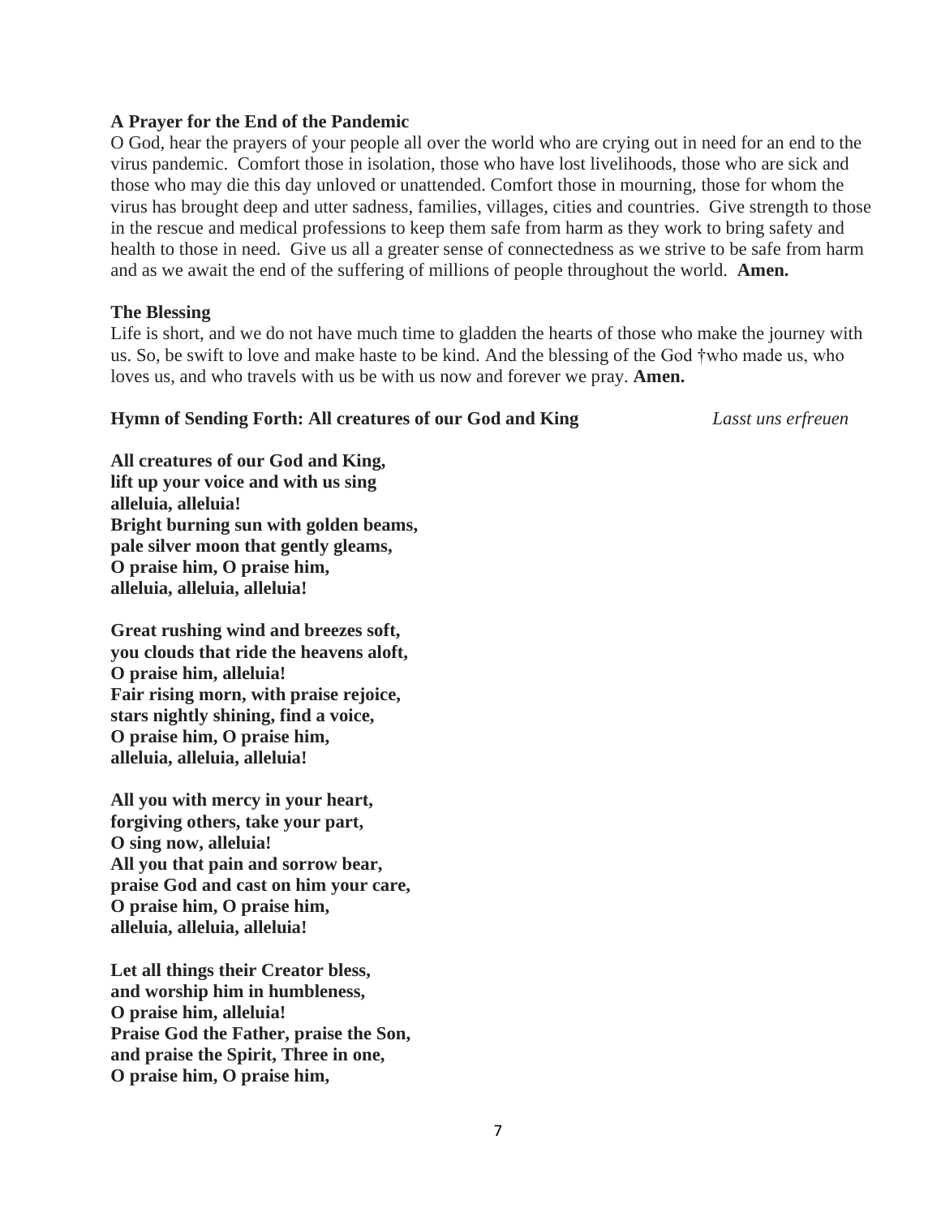**A Prayer for the End of the Pandemic**

O God, hear the prayers of your people all over the world who are crying out in need for an end to the virus pandemic. Comfort those in isolation, those who have lost livelihoods, those who are sick and those who may die this day unloved or unattended. Comfort those in mourning, those for whom the virus has brought deep and utter sadness, families, villages, cities and countries. Give strength to those in the rescue and medical professions to keep them safe from harm as they work to bring safety and health to those in need. Give us all a greater sense of connectedness as we strive to be safe from harm and as we await the end of the suffering of millions of people throughout the world. **Amen.**

**The Blessing**

Life is short, and we do not have much time to gladden the hearts of those who make the journey with us. So, be swift to love and make haste to be kind. And the blessing of the God †who made us, who loves us, and who travels with us be with us now and forever we pray. **Amen.**

**Hymn of Sending Forth: All creatures of our God and King** *Lasst uns erfreuen*

**All creatures of our God and King,**
**lift up your voice and with us sing**
**alleluia, alleluia!**
**Bright burning sun with golden beams,**
**pale silver moon that gently gleams,**
**O praise him, O praise him,**
**alleluia, alleluia, alleluia!**

**Great rushing wind and breezes soft,**
**you clouds that ride the heavens aloft,**
**O praise him, alleluia!**
**Fair rising morn, with praise rejoice,**
**stars nightly shining, find a voice,**
**O praise him, O praise him,**
**alleluia, alleluia, alleluia!**

**All you with mercy in your heart,**
**forgiving others, take your part,**
**O sing now, alleluia!**
**All you that pain and sorrow bear,**
**praise God and cast on him your care,**
**O praise him, O praise him,**
**alleluia, alleluia, alleluia!**

**Let all things their Creator bless,**
**and worship him in humbleness,**
**O praise him, alleluia!**
**Praise God the Father, praise the Son,**
**and praise the Spirit, Three in one,**
**O praise him, O praise him,**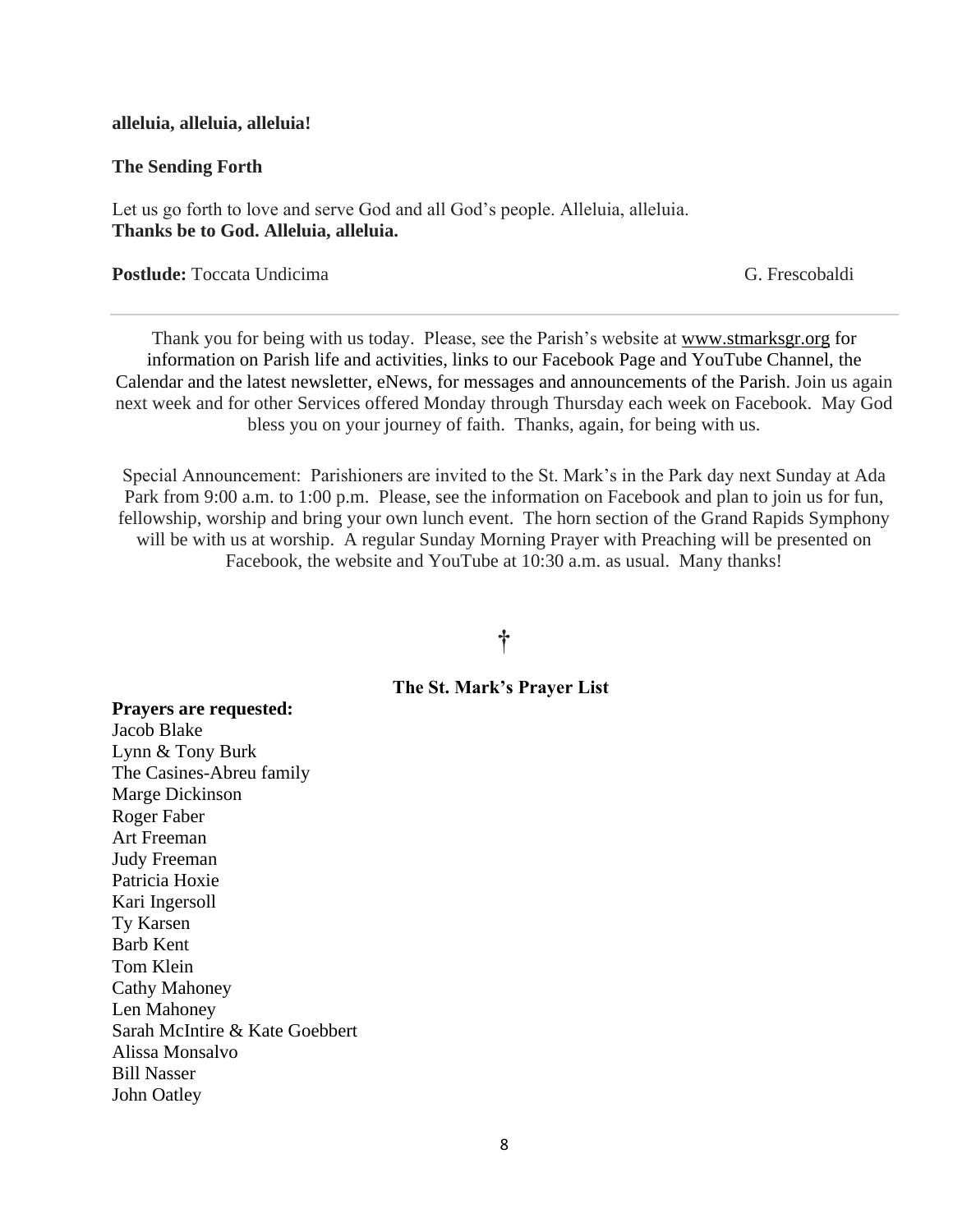**alleluia, alleluia, alleluia!**

**The Sending Forth**

Let us go forth to love and serve God and all God's people. Alleluia, alleluia.
**Thanks be to God. Alleluia, alleluia.**

**Postlude:** Toccata Undicima G. Frescobaldi

---

Thank you for being with us today. Please, see the Parish's website at www.stmarksgr.org for information on Parish life and activities, links to our Facebook Page and YouTube Channel, the Calendar and the latest newsletter, eNews, for messages and announcements of the Parish. Join us again next week and for other Services offered Monday through Thursday each week on Facebook. May God bless you on your journey of faith. Thanks, again, for being with us.

Special Announcement: Parishioners are invited to the St. Mark's in the Park day next Sunday at Ada Park from 9:00 a.m. to 1:00 p.m. Please, see the information on Facebook and plan to join us for fun, fellowship, worship and bring your own lunch event. The horn section of the Grand Rapids Symphony will be with us at worship. A regular Sunday Morning Prayer with Preaching will be presented on Facebook, the website and YouTube at 10:30 a.m. as usual. Many thanks!

†

**The St. Mark's Prayer List**

**Prayers are requested:**
Jacob Blake
Lynn & Tony Burk
The Casines-Abreu family
Marge Dickinson
Roger Faber
Art Freeman
Judy Freeman
Patricia Hoxie
Kari Ingersoll
Ty Karsen
Barb Kent
Tom Klein
Cathy Mahoney
Len Mahoney
Sarah McIntire & Kate Goebbert
Alissa Monsalvo
Bill Nasser
John Oatley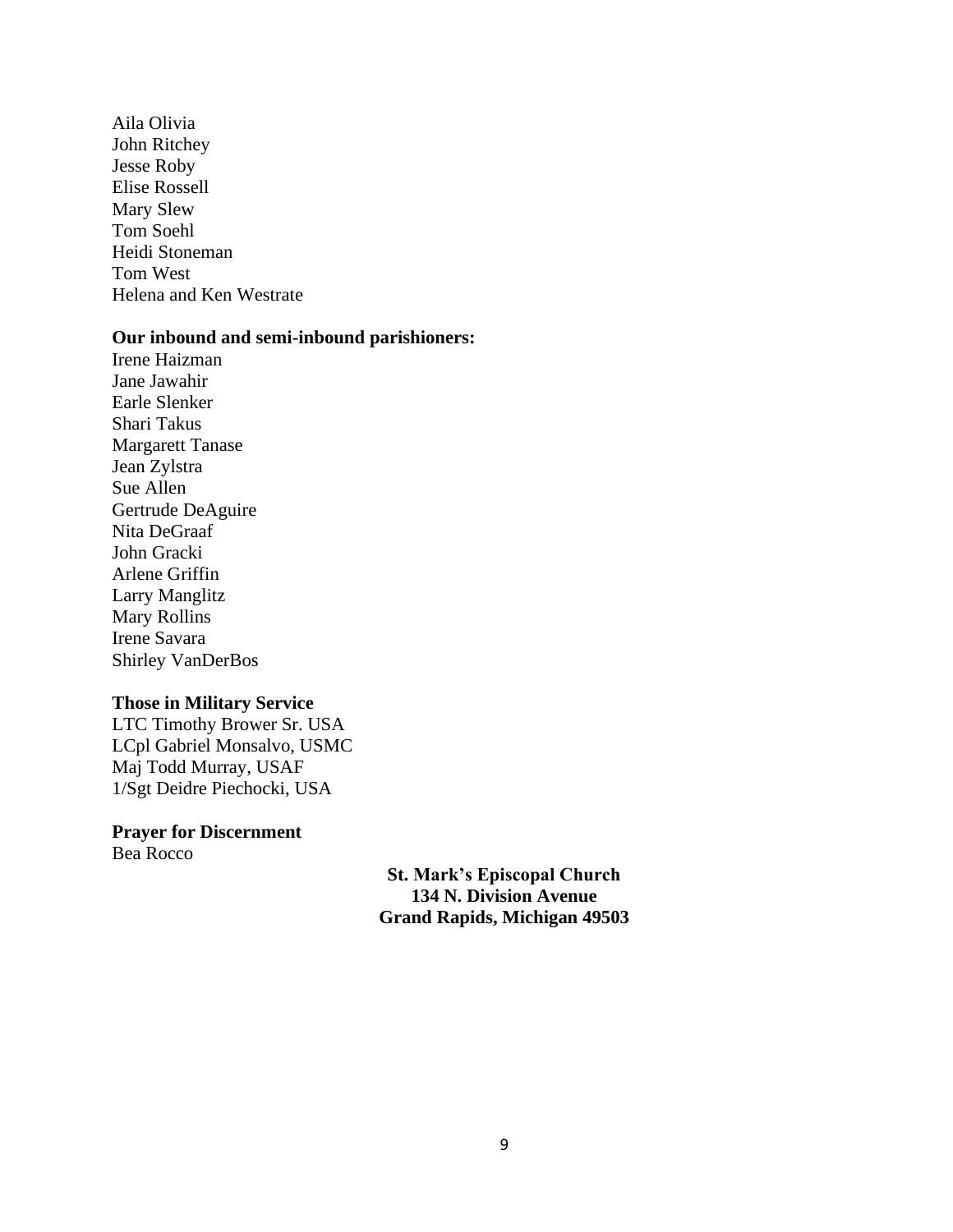Aila Olivia
John Ritchey
Jesse Roby
Elise Rossell
Mary Slew
Tom Soehl
Heidi Stoneman
Tom West
Helena and Ken Westrate

**Our inbound and semi-inbound parishioners:**

Irene Haizman
Jane Jawahir
Earle Slenker
Shari Takus
Margarett Tanase
Jean Zylstra
Sue Allen
Gertrude DeAguire
Nita DeGraaf
John Gracki
Arlene Griffin
Larry Manglitz
Mary Rollins
Irene Savara
Shirley VanDerBos

**Those in Military Service**

LTC Timothy Brower Sr. USA
LCpl Gabriel Monsalvo, USMC
Maj Todd Murray, USAF
1/Sgt Deidre Piechocki, USA

**Prayer for Discernment**

Bea Rocco

**St. Mark's Episcopal Church**
**134 N. Division Avenue**
**Grand Rapids, Michigan 49503**